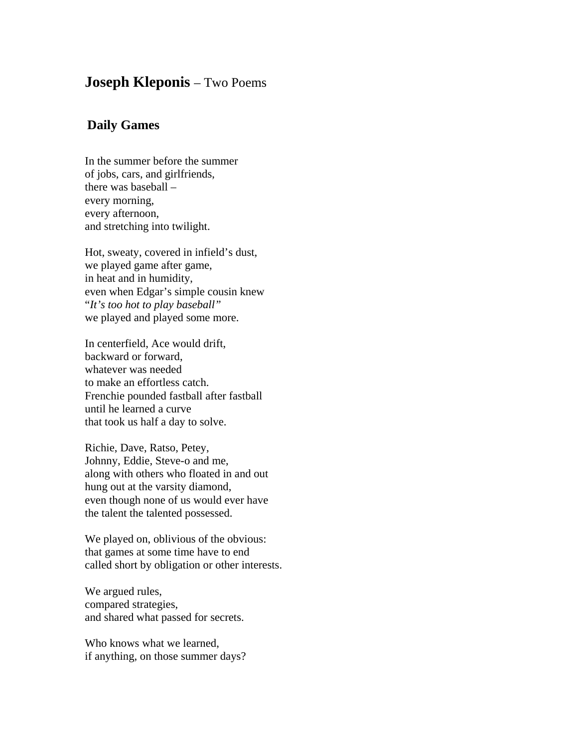# **Joseph Kleponis** – Two Poems

## Daily Games

In the summer before the summer  
of jobs, cars, and girlfriends,  
there was baseball –  
every morning,  
every afternoon,  
and stretching into twilight.

Hot, sweaty, covered in infield's dust,  
we played game after game,  
in heat and in humidity,  
even when Edgar's simple cousin knew  
"*It's too hot to play baseball"*  
we played and played some more.

In centerfield, Ace would drift,  
backward or forward,  
whatever was needed  
to make an effortless catch.  
Frenchie pounded fastball after fastball  
until he learned a curve  
that took us half a day to solve.

Richie, Dave, Ratso, Petey,  
Johnny, Eddie, Steve-o and me,  
along with others who floated in and out  
hung out at the varsity diamond,  
even though none of us would ever have  
the talent the talented possessed.

We played on, oblivious of the obvious:  
that games at some time have to end  
called short by obligation or other interests.

We argued rules,  
compared strategies,  
and shared what passed for secrets.

Who knows what we learned,  
if anything, on those summer days?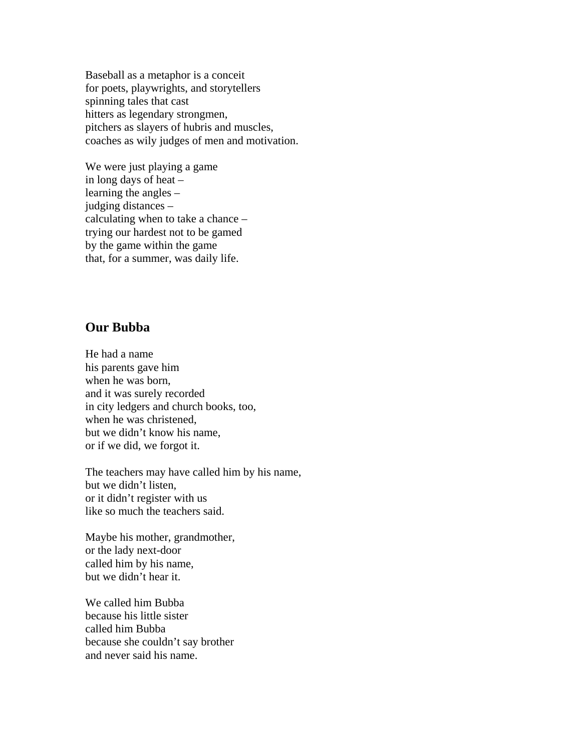Baseball as a metaphor is a conceit  
for poets, playwrights, and storytellers  
spinning tales that cast  
hitters as legendary strongmen,  
pitchers as slayers of hubris and muscles,  
coaches as wily judges of men and motivation.

We were just playing a game  
in long days of heat –  
learning the angles –  
judging distances –  
calculating when to take a chance –  
trying our hardest not to be gamed  
by the game within the game  
that, for a summer, was daily life.

## Our Bubba

He had a name  
his parents gave him  
when he was born,  
and it was surely recorded  
in city ledgers and church books, too,  
when he was christened,  
but we didn't know his name,  
or if we did, we forgot it.

The teachers may have called him by his name,  
but we didn't listen,  
or it didn't register with us  
like so much the teachers said.

Maybe his mother, grandmother,  
or the lady next-door  
called him by his name,  
but we didn't hear it.

We called him Bubba  
because his little sister  
called him Bubba  
because she couldn't say brother  
and never said his name.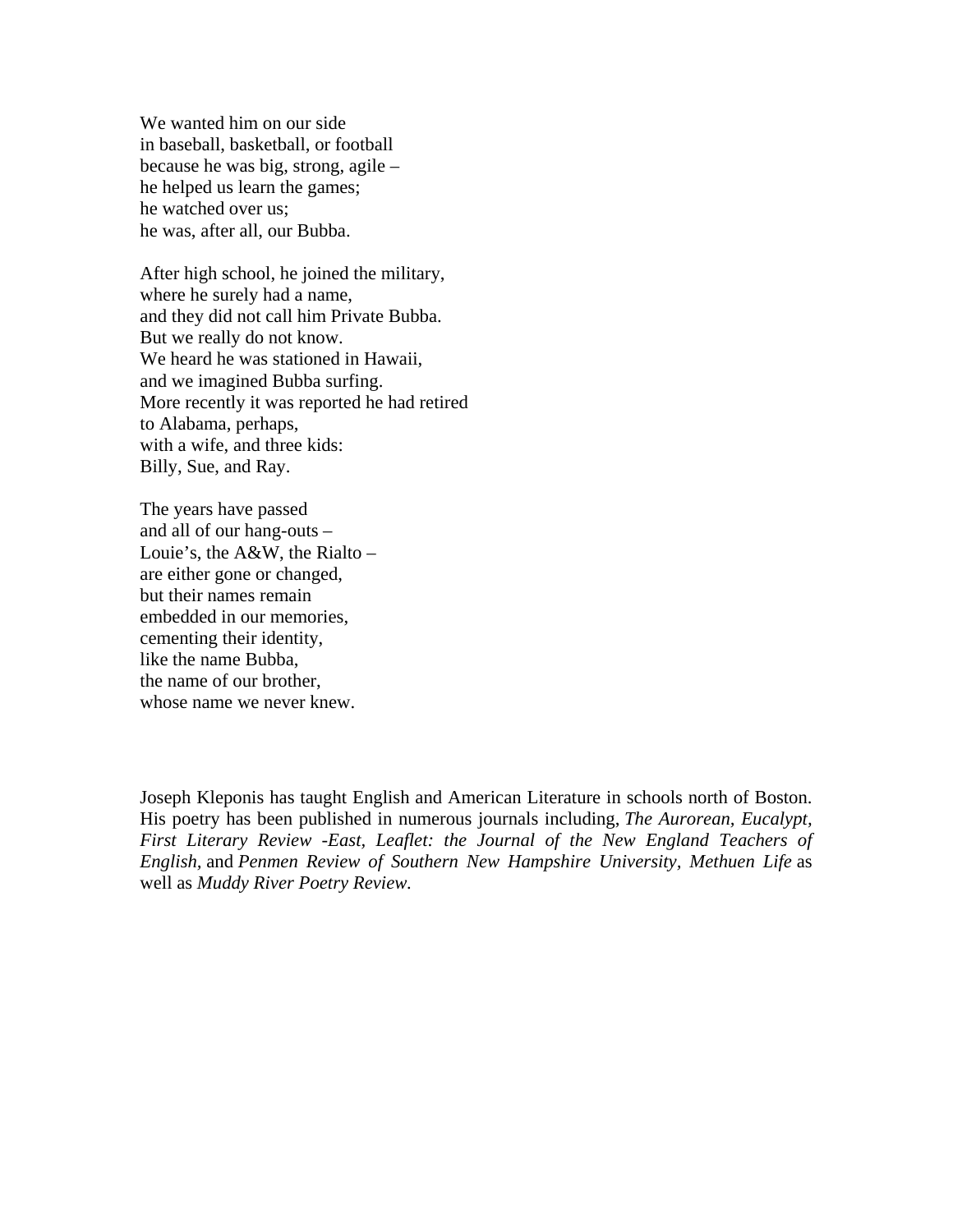We wanted him on our side  
in baseball, basketball, or football  
because he was big, strong, agile –  
he helped us learn the games;  
he watched over us;  
he was, after all, our Bubba.

After high school, he joined the military,  
where he surely had a name,  
and they did not call him Private Bubba.  
But we really do not know.  
We heard he was stationed in Hawaii,  
and we imagined Bubba surfing.  
More recently it was reported he had retired  
to Alabama, perhaps,  
with a wife, and three kids:  
Billy, Sue, and Ray.

The years have passed  
and all of our hang-outs –  
Louie's, the A&W, the Rialto –  
are either gone or changed,  
but their names remain  
embedded in our memories,  
cementing their identity,  
like the name Bubba,  
the name of our brother,  
whose name we never knew.

Joseph Kleponis has taught English and American Literature in schools north of Boston. His poetry has been published in numerous journals including, *The Aurorean, Eucalypt, First Literary Review -East, Leaflet: the Journal of the New England Teachers of English,* and *Penmen Review of Southern New Hampshire University, Methuen Life* as well as *Muddy River Poetry Review.*